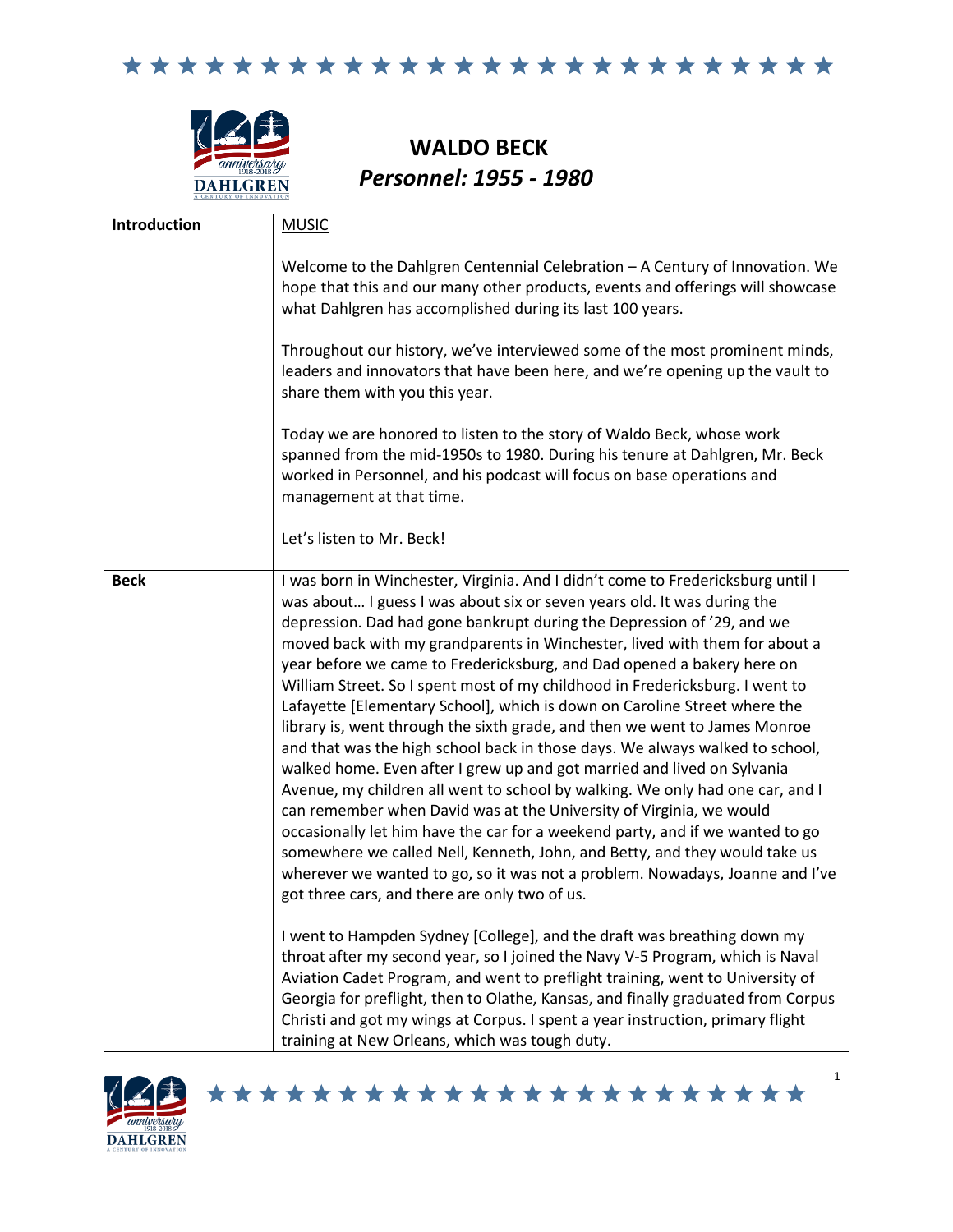# WALDO BECK

## *Personnel: 1955 - 1980*

| Introduction | MUSIC<br><br>Welcome to the Dahlgren Centennial Celebration – A Century of Innovation. We hope that this and our many other products, events and offerings will showcase what Dahlgren has accomplished during its last 100 years.<br><br>Throughout our history, we've interviewed some of the most prominent minds, leaders and innovators that have been here, and we're opening up the vault to share them with you this year.<br><br>Today we are honored to listen to the story of Waldo Beck, whose work spanned from the mid-1950s to 1980. During his tenure at Dahlgren, Mr. Beck worked in Personnel, and his podcast will focus on base operations and management at that time.<br><br>Let's listen to Mr. Beck! |
|---|---|
| **Beck** | I was born in Winchester, Virginia. And I didn't come to Fredericksburg until I was about… I guess I was about six or seven years old. It was during the depression. Dad had gone bankrupt during the Depression of '29, and we moved back with my grandparents in Winchester, lived with them for about a year before we came to Fredericksburg, and Dad opened a bakery here on William Street. So I spent most of my childhood in Fredericksburg. I went to Lafayette [Elementary School], which is down on Caroline Street where the library is, went through the sixth grade, and then we went to James Monroe and that was the high school back in those days. We always walked to school, walked home. Even after I grew up and got married and lived on Sylvania Avenue, my children all went to school by walking. We only had one car, and I can remember when David was at the University of Virginia, we would occasionally let him have the car for a weekend party, and if we wanted to go somewhere we called Nell, Kenneth, John, and Betty, and they would take us wherever we wanted to go, so it was not a problem. Nowadays, Joanne and I've got three cars, and there are only two of us.<br><br>I went to Hampden Sydney [College], and the draft was breathing down my throat after my second year, so I joined the Navy V-5 Program, which is Naval Aviation Cadet Program, and went to preflight training, went to University of Georgia for preflight, then to Olathe, Kansas, and finally graduated from Corpus Christi and got my wings at Corpus. I spent a year instruction, primary flight training at New Orleans, which was tough duty. |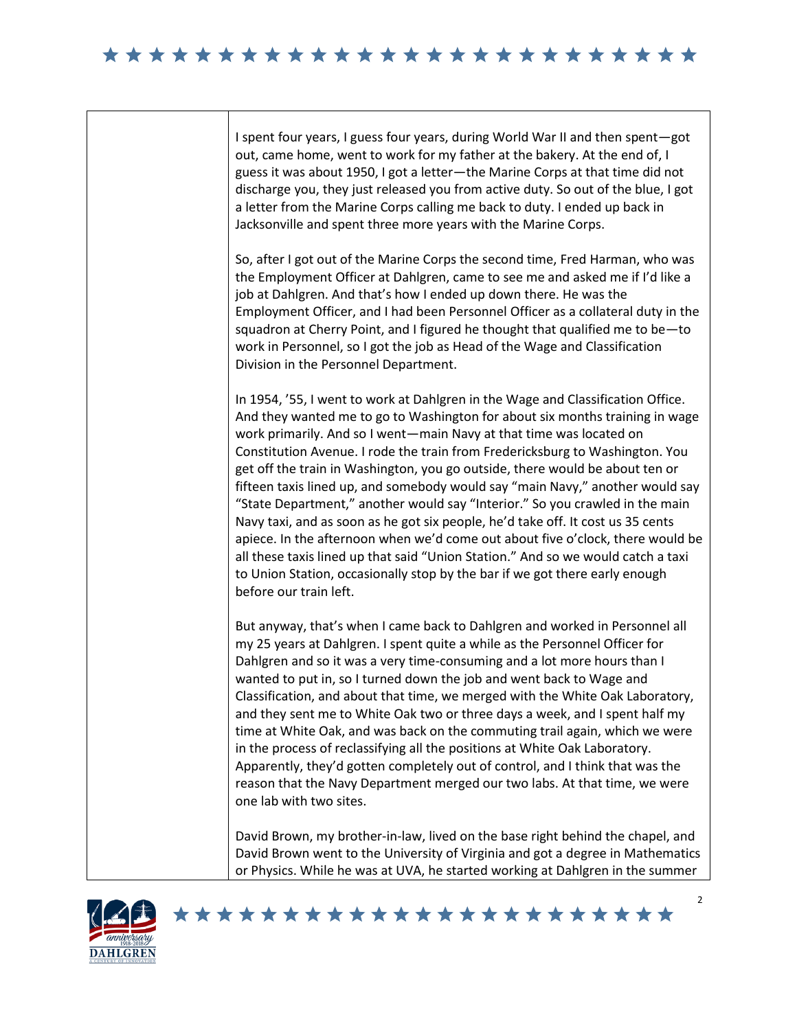I spent four years, I guess four years, during World War II and then spent—got out, came home, went to work for my father at the bakery. At the end of, I guess it was about 1950, I got a letter—the Marine Corps at that time did not discharge you, they just released you from active duty. So out of the blue, I got a letter from the Marine Corps calling me back to duty. I ended up back in Jacksonville and spent three more years with the Marine Corps.

So, after I got out of the Marine Corps the second time, Fred Harman, who was the Employment Officer at Dahlgren, came to see me and asked me if I'd like a job at Dahlgren. And that's how I ended up down there. He was the Employment Officer, and I had been Personnel Officer as a collateral duty in the squadron at Cherry Point, and I figured he thought that qualified me to be—to work in Personnel, so I got the job as Head of the Wage and Classification Division in the Personnel Department.

In 1954, '55, I went to work at Dahlgren in the Wage and Classification Office. And they wanted me to go to Washington for about six months training in wage work primarily. And so I went—main Navy at that time was located on Constitution Avenue. I rode the train from Fredericksburg to Washington. You get off the train in Washington, you go outside, there would be about ten or fifteen taxis lined up, and somebody would say "main Navy," another would say "State Department," another would say "Interior." So you crawled in the main Navy taxi, and as soon as he got six people, he'd take off. It cost us 35 cents apiece. In the afternoon when we'd come out about five o'clock, there would be all these taxis lined up that said "Union Station." And so we would catch a taxi to Union Station, occasionally stop by the bar if we got there early enough before our train left.

But anyway, that's when I came back to Dahlgren and worked in Personnel all my 25 years at Dahlgren. I spent quite a while as the Personnel Officer for Dahlgren and so it was a very time-consuming and a lot more hours than I wanted to put in, so I turned down the job and went back to Wage and Classification, and about that time, we merged with the White Oak Laboratory, and they sent me to White Oak two or three days a week, and I spent half my time at White Oak, and was back on the commuting trail again, which we were in the process of reclassifying all the positions at White Oak Laboratory. Apparently, they'd gotten completely out of control, and I think that was the reason that the Navy Department merged our two labs. At that time, we were one lab with two sites.

David Brown, my brother-in-law, lived on the base right behind the chapel, and David Brown went to the University of Virginia and got a degree in Mathematics or Physics. While he was at UVA, he started working at Dahlgren in the summer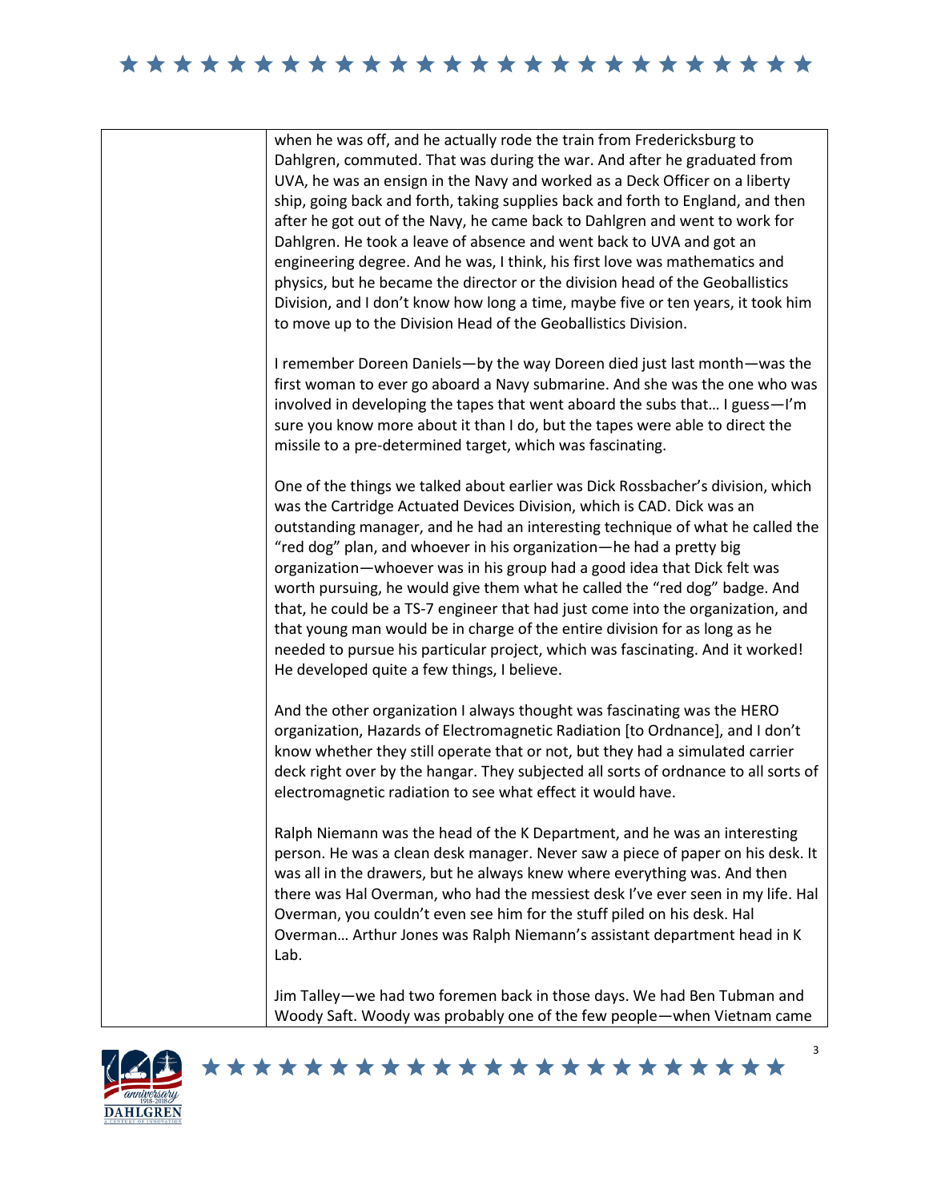when he was off, and he actually rode the train from Fredericksburg to Dahlgren, commuted. That was during the war. And after he graduated from UVA, he was an ensign in the Navy and worked as a Deck Officer on a liberty ship, going back and forth, taking supplies back and forth to England, and then after he got out of the Navy, he came back to Dahlgren and went to work for Dahlgren. He took a leave of absence and went back to UVA and got an engineering degree. And he was, I think, his first love was mathematics and physics, but he became the director or the division head of the Geoballistics Division, and I don't know how long a time, maybe five or ten years, it took him to move up to the Division Head of the Geoballistics Division.

I remember Doreen Daniels—by the way Doreen died just last month—was the first woman to ever go aboard a Navy submarine. And she was the one who was involved in developing the tapes that went aboard the subs that… I guess—I'm sure you know more about it than I do, but the tapes were able to direct the missile to a pre-determined target, which was fascinating.

One of the things we talked about earlier was Dick Rossbacher's division, which was the Cartridge Actuated Devices Division, which is CAD. Dick was an outstanding manager, and he had an interesting technique of what he called the "red dog" plan, and whoever in his organization—he had a pretty big organization—whoever was in his group had a good idea that Dick felt was worth pursuing, he would give them what he called the "red dog" badge. And that, he could be a TS-7 engineer that had just come into the organization, and that young man would be in charge of the entire division for as long as he needed to pursue his particular project, which was fascinating. And it worked! He developed quite a few things, I believe.

And the other organization I always thought was fascinating was the HERO organization, Hazards of Electromagnetic Radiation [to Ordnance], and I don't know whether they still operate that or not, but they had a simulated carrier deck right over by the hangar. They subjected all sorts of ordnance to all sorts of electromagnetic radiation to see what effect it would have.

Ralph Niemann was the head of the K Department, and he was an interesting person. He was a clean desk manager. Never saw a piece of paper on his desk. It was all in the drawers, but he always knew where everything was. And then there was Hal Overman, who had the messiest desk I've ever seen in my life. Hal Overman, you couldn't even see him for the stuff piled on his desk. Hal Overman… Arthur Jones was Ralph Niemann's assistant department head in K Lab.

Jim Talley—we had two foremen back in those days. We had Ben Tubman and Woody Saft. Woody was probably one of the few people—when Vietnam came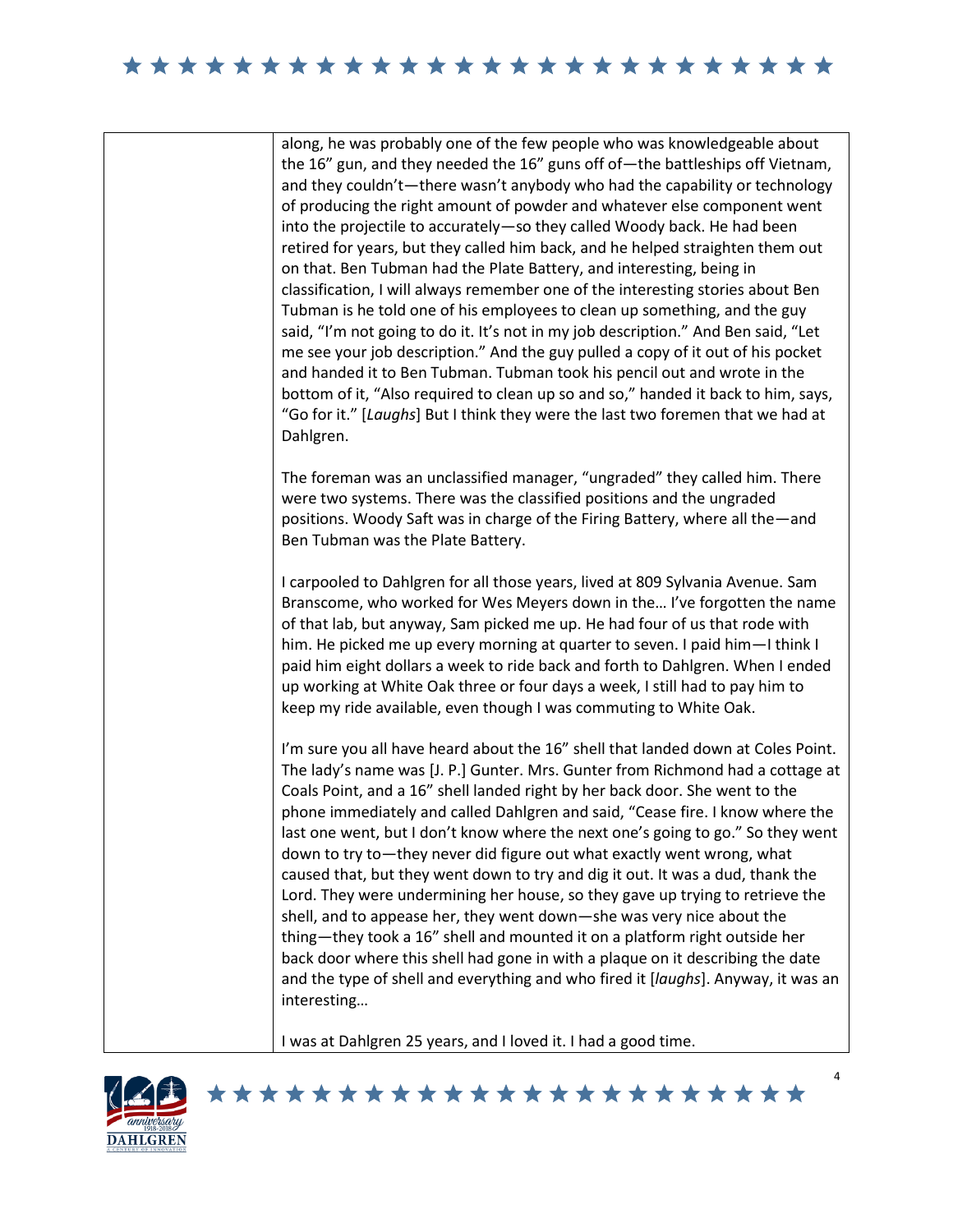along, he was probably one of the few people who was knowledgeable about the 16" gun, and they needed the 16" guns off of—the battleships off Vietnam, and they couldn't—there wasn't anybody who had the capability or technology of producing the right amount of powder and whatever else component went into the projectile to accurately—so they called Woody back. He had been retired for years, but they called him back, and he helped straighten them out on that. Ben Tubman had the Plate Battery, and interesting, being in classification, I will always remember one of the interesting stories about Ben Tubman is he told one of his employees to clean up something, and the guy said, "I'm not going to do it. It's not in my job description." And Ben said, "Let me see your job description." And the guy pulled a copy of it out of his pocket and handed it to Ben Tubman. Tubman took his pencil out and wrote in the bottom of it, "Also required to clean up so and so," handed it back to him, says, "Go for it." [*Laughs*] But I think they were the last two foremen that we had at Dahlgren.

The foreman was an unclassified manager, "ungraded" they called him. There were two systems. There was the classified positions and the ungraded positions. Woody Saft was in charge of the Firing Battery, where all the—and Ben Tubman was the Plate Battery.

I carpooled to Dahlgren for all those years, lived at 809 Sylvania Avenue. Sam Branscome, who worked for Wes Meyers down in the… I've forgotten the name of that lab, but anyway, Sam picked me up. He had four of us that rode with him. He picked me up every morning at quarter to seven. I paid him—I think I paid him eight dollars a week to ride back and forth to Dahlgren. When I ended up working at White Oak three or four days a week, I still had to pay him to keep my ride available, even though I was commuting to White Oak.

I'm sure you all have heard about the 16" shell that landed down at Coles Point. The lady's name was [J. P.] Gunter. Mrs. Gunter from Richmond had a cottage at Coals Point, and a 16" shell landed right by her back door. She went to the phone immediately and called Dahlgren and said, "Cease fire. I know where the last one went, but I don't know where the next one's going to go." So they went down to try to—they never did figure out what exactly went wrong, what caused that, but they went down to try and dig it out. It was a dud, thank the Lord. They were undermining her house, so they gave up trying to retrieve the shell, and to appease her, they went down—she was very nice about the thing—they took a 16" shell and mounted it on a platform right outside her back door where this shell had gone in with a plaque on it describing the date and the type of shell and everything and who fired it [*laughs*]. Anyway, it was an interesting…

I was at Dahlgren 25 years, and I loved it. I had a good time.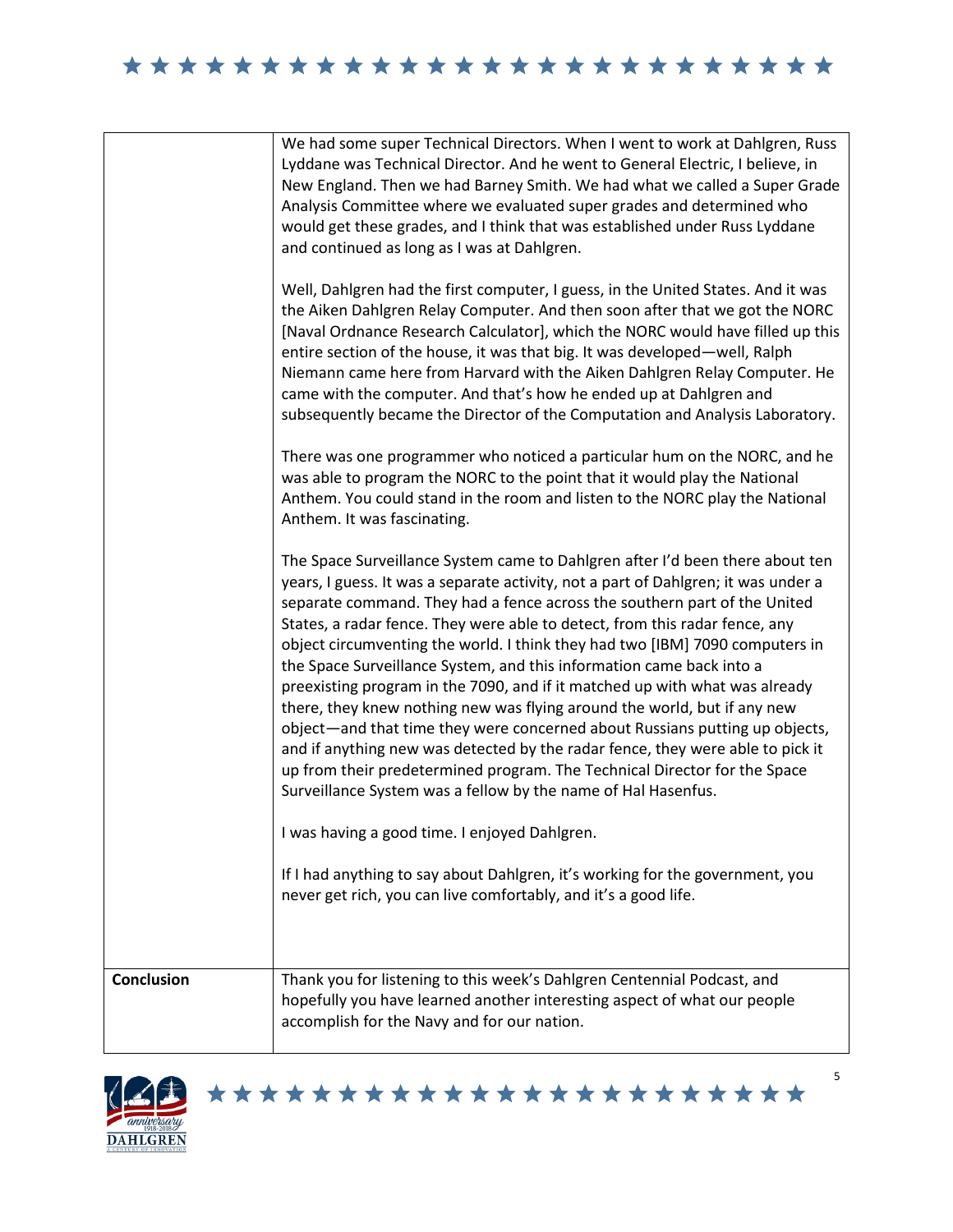| | |
|---|---|
| | We had some super Technical Directors. When I went to work at Dahlgren, Russ Lyddane was Technical Director. And he went to General Electric, I believe, in New England. Then we had Barney Smith. We had what we called a Super Grade Analysis Committee where we evaluated super grades and determined who would get these grades, and I think that was established under Russ Lyddane and continued as long as I was at Dahlgren.<br><br>Well, Dahlgren had the first computer, I guess, in the United States. And it was the Aiken Dahlgren Relay Computer. And then soon after that we got the NORC [Naval Ordnance Research Calculator], which the NORC would have filled up this entire section of the house, it was that big. It was developed—well, Ralph Niemann came here from Harvard with the Aiken Dahlgren Relay Computer. He came with the computer. And that's how he ended up at Dahlgren and subsequently became the Director of the Computation and Analysis Laboratory.<br><br>There was one programmer who noticed a particular hum on the NORC, and he was able to program the NORC to the point that it would play the National Anthem. You could stand in the room and listen to the NORC play the National Anthem. It was fascinating.<br><br>The Space Surveillance System came to Dahlgren after I'd been there about ten years, I guess. It was a separate activity, not a part of Dahlgren; it was under a separate command. They had a fence across the southern part of the United States, a radar fence. They were able to detect, from this radar fence, any object circumventing the world. I think they had two [IBM] 7090 computers in the Space Surveillance System, and this information came back into a preexisting program in the 7090, and if it matched up with what was already there, they knew nothing new was flying around the world, but if any new object—and that time they were concerned about Russians putting up objects, and if anything new was detected by the radar fence, they were able to pick it up from their predetermined program. The Technical Director for the Space Surveillance System was a fellow by the name of Hal Hasenfus.<br><br>I was having a good time. I enjoyed Dahlgren.<br><br>If I had anything to say about Dahlgren, it's working for the government, you never get rich, you can live comfortably, and it's a good life. |
| **Conclusion** | Thank you for listening to this week's Dahlgren Centennial Podcast, and hopefully you have learned another interesting aspect of what our people accomplish for the Navy and for our nation. |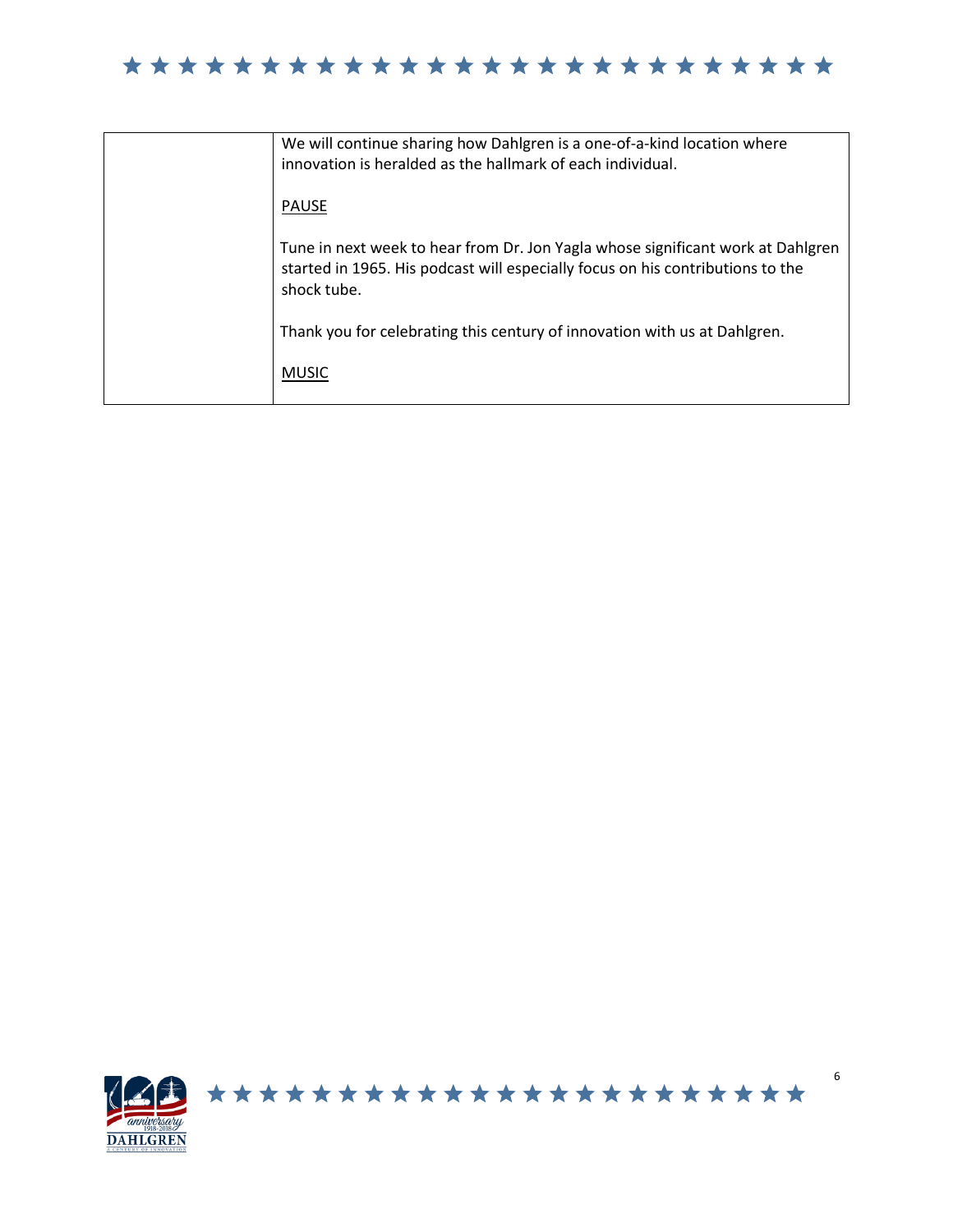| | |
|---|---|
| | We will continue sharing how Dahlgren is a one-of-a-kind location where innovation is heralded as the hallmark of each individual.<br><br><u>PAUSE</u><br><br>Tune in next week to hear from Dr. Jon Yagla whose significant work at Dahlgren started in 1965. His podcast will especially focus on his contributions to the shock tube.<br><br>Thank you for celebrating this century of innovation with us at Dahlgren.<br><br><u>MUSIC</u> |